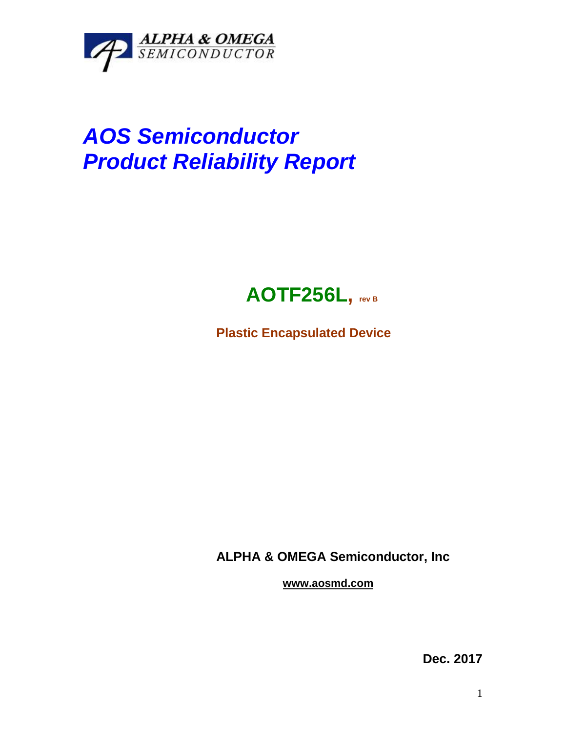ALPHA & OMEGA
SEMICONDUCTOR

# *AOS Semiconductor*
# *Product Reliability Report*

## AOTF256L, rev B

**Plastic Encapsulated Device**

**ALPHA & OMEGA Semiconductor, Inc**

**www.aosmd.com**

**Dec. 2017**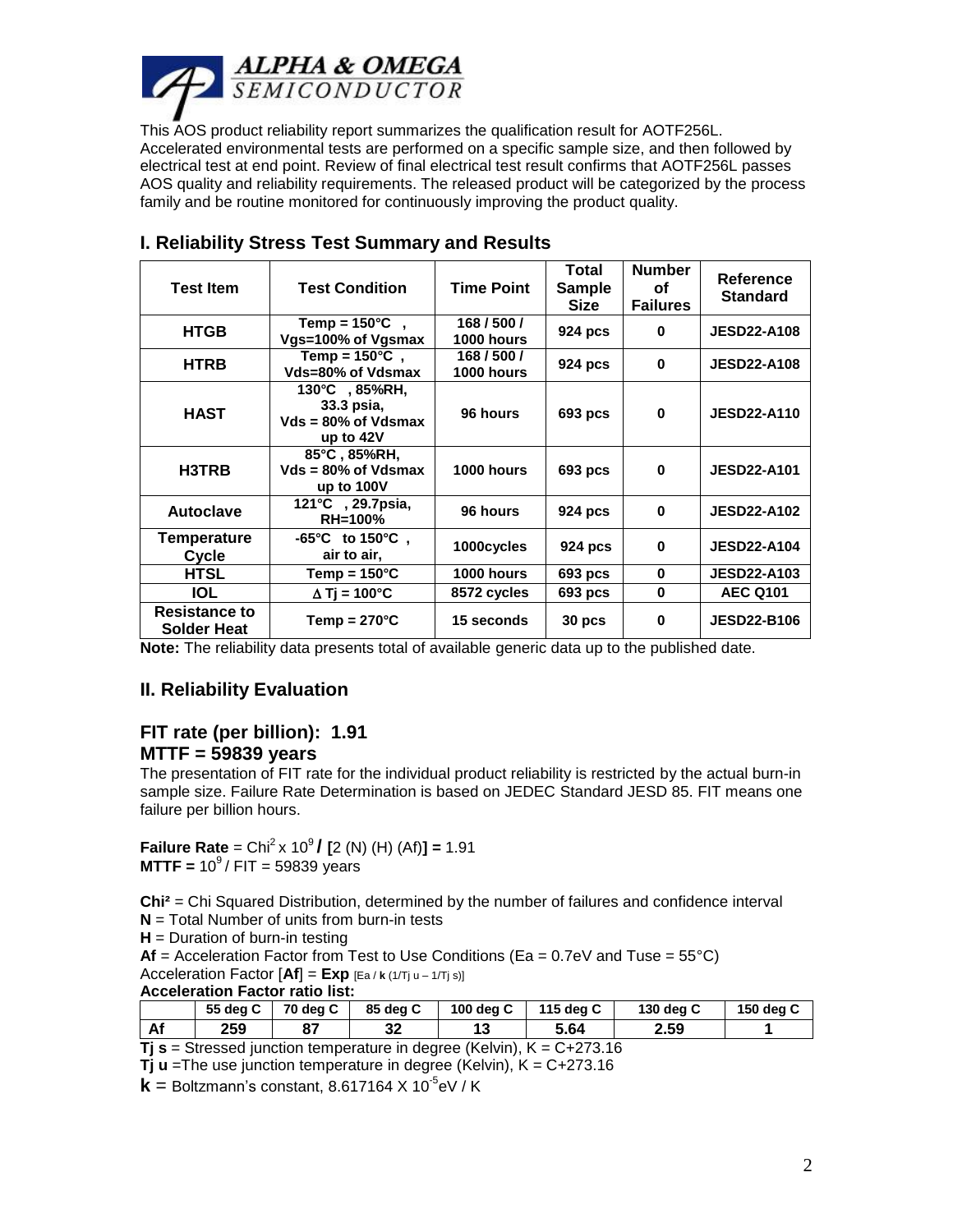ALPHA & OMEGA SEMICONDUCTOR

This AOS product reliability report summarizes the qualification result for AOTF256L. Accelerated environmental tests are performed on a specific sample size, and then followed by electrical test at end point. Review of final electrical test result confirms that AOTF256L passes AOS quality and reliability requirements. The released product will be categorized by the process family and be routine monitored for continuously improving the product quality.

## I. Reliability Stress Test Summary and Results

| Test Item | Test Condition | Time Point | Total Sample Size | Number of Failures | Reference Standard |
|---|---|---|---|---|---|
| HTGB | Temp = 150°C , Vgs=100% of Vgsmax | 168 / 500 / 1000 hours | 924 pcs | 0 | JESD22-A108 |
| HTRB | Temp = 150°C , Vds=80% of Vdsmax | 168 / 500 / 1000 hours | 924 pcs | 0 | JESD22-A108 |
| HAST | 130°C , 85%RH, 33.3 psia, Vds = 80% of Vdsmax up to 42V | 96 hours | 693 pcs | 0 | JESD22-A110 |
| H3TRB | 85°C , 85%RH, Vds = 80% of Vdsmax up to 100V | 1000 hours | 693 pcs | 0 | JESD22-A101 |
| Autoclave | 121°C , 29.7psia, RH=100% | 96 hours | 924 pcs | 0 | JESD22-A102 |
| Temperature Cycle | -65°C to 150°C , air to air, | 1000cycles | 924 pcs | 0 | JESD22-A104 |
| HTSL | Temp = 150°C | 1000 hours | 693 pcs | 0 | JESD22-A103 |
| IOL | $\Delta$ Tj = 100°C | 8572 cycles | 693 pcs | 0 | AEC Q101 |
| Resistance to Solder Heat | Temp = 270°C | 15 seconds | 30 pcs | 0 | JESD22-B106 |

**Note:** The reliability data presents total of available generic data up to the published date.

## II. Reliability Evaluation

### FIT rate (per billion): 1.91
### MTTF = 59839 years

The presentation of FIT rate for the individual product reliability is restricted by the actual burn-in sample size. Failure Rate Determination is based on JEDEC Standard JESD 85. FIT means one failure per billion hours.

**Failure Rate** = $Chi^2 \times 10^9$ **/ [**2 (N) (H) (Af)**] =** 1.91
**MTTF =** $10^9$ / FIT = 59839 years

**Chi²** = Chi Squared Distribution, determined by the number of failures and confidence interval
**N** = Total Number of units from burn-in tests
**H** = Duration of burn-in testing
**Af** = Acceleration Factor from Test to Use Conditions (Ea = 0.7eV and Tuse = 55°C)
Acceleration Factor [**Af**] = **Exp** [Ea / **k** (1/Tj u – 1/Tj s)]

**Acceleration Factor ratio list:**

| | 55 deg C | 70 deg C | 85 deg C | 100 deg C | 115 deg C | 130 deg C | 150 deg C |
|---|---|---|---|---|---|---|---|
| Af | 259 | 87 | 32 | 13 | 5.64 | 2.59 | 1 |

**Tj s** = Stressed junction temperature in degree (Kelvin), K = C+273.16
**Tj u** =The use junction temperature in degree (Kelvin), K = C+273.16
**k** = Boltzmann's constant, 8.617164 X $10^{-5}$eV / K